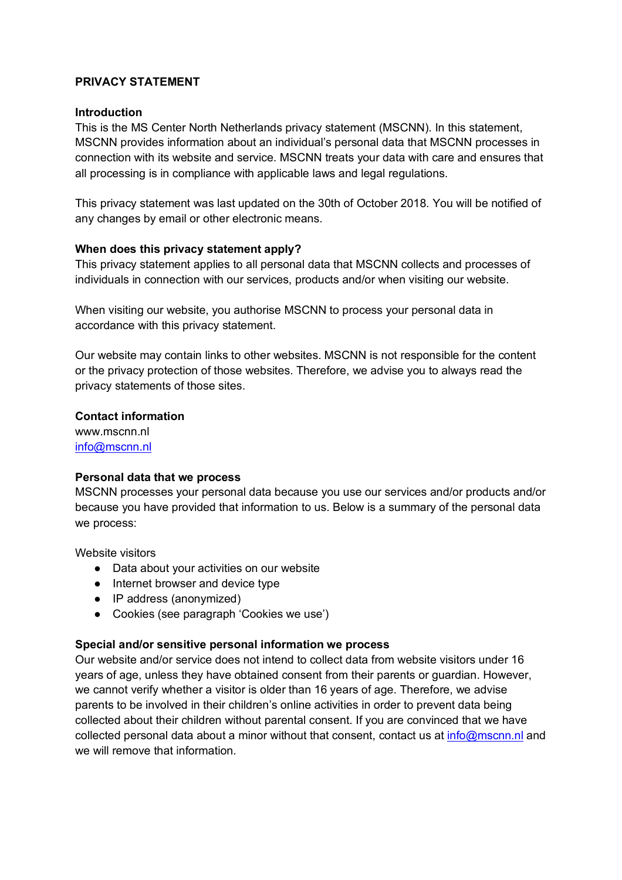# PRIVACY STATEMENT

## Introduction

This is the MS Center North Netherlands privacy statement (MSCNN). In this statement, MSCNN provides information about an individual's personal data that MSCNN processes in connection with its website and service. MSCNN treats your data with care and ensures that all processing is in compliance with applicable laws and legal regulations.

This privacy statement was last updated on the 30th of October 2018. You will be notified of any changes by email or other electronic means.

## When does this privacy statement apply?

This privacy statement applies to all personal data that MSCNN collects and processes of individuals in connection with our services, products and/or when visiting our website.

When visiting our website, you authorise MSCNN to process your personal data in accordance with this privacy statement.

Our website may contain links to other websites. MSCNN is not responsible for the content or the privacy protection of those websites. Therefore, we advise you to always read the privacy statements of those sites.

## Contact information

www.mscnn.nl
info@mscnn.nl

## Personal data that we process

MSCNN processes your personal data because you use our services and/or products and/or because you have provided that information to us. Below is a summary of the personal data we process:

Website visitors

- Data about your activities on our website
- Internet browser and device type
- IP address (anonymized)
- Cookies (see paragraph 'Cookies we use')

## Special and/or sensitive personal information we process

Our website and/or service does not intend to collect data from website visitors under 16 years of age, unless they have obtained consent from their parents or guardian. However, we cannot verify whether a visitor is older than 16 years of age. Therefore, we advise parents to be involved in their children's online activities in order to prevent data being collected about their children without parental consent. If you are convinced that we have collected personal data about a minor without that consent, contact us at info@mscnn.nl and we will remove that information.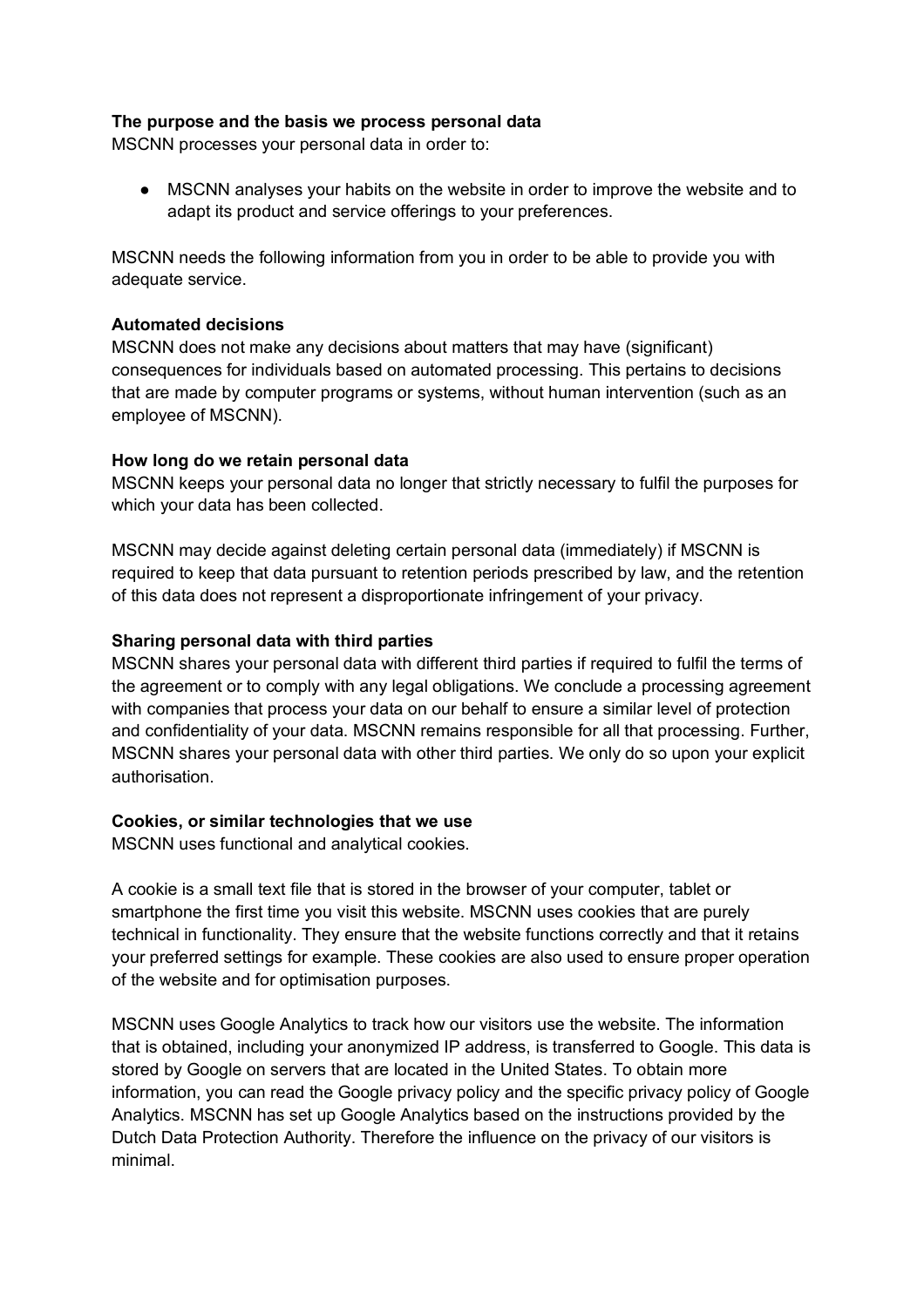**The purpose and the basis we process personal data**

MSCNN processes your personal data in order to:

- MSCNN analyses your habits on the website in order to improve the website and to adapt its product and service offerings to your preferences.

MSCNN needs the following information from you in order to be able to provide you with adequate service.

**Automated decisions**

MSCNN does not make any decisions about matters that may have (significant) consequences for individuals based on automated processing. This pertains to decisions that are made by computer programs or systems, without human intervention (such as an employee of MSCNN).

**How long do we retain personal data**

MSCNN keeps your personal data no longer that strictly necessary to fulfil the purposes for which your data has been collected.

MSCNN may decide against deleting certain personal data (immediately) if MSCNN is required to keep that data pursuant to retention periods prescribed by law, and the retention of this data does not represent a disproportionate infringement of your privacy.

**Sharing personal data with third parties**

MSCNN shares your personal data with different third parties if required to fulfil the terms of the agreement or to comply with any legal obligations. We conclude a processing agreement with companies that process your data on our behalf to ensure a similar level of protection and confidentiality of your data. MSCNN remains responsible for all that processing. Further, MSCNN shares your personal data with other third parties. We only do so upon your explicit authorisation.

**Cookies, or similar technologies that we use**

MSCNN uses functional and analytical cookies.

A cookie is a small text file that is stored in the browser of your computer, tablet or smartphone the first time you visit this website. MSCNN uses cookies that are purely technical in functionality. They ensure that the website functions correctly and that it retains your preferred settings for example. These cookies are also used to ensure proper operation of the website and for optimisation purposes.

MSCNN uses Google Analytics to track how our visitors use the website. The information that is obtained, including your anonymized IP address, is transferred to Google. This data is stored by Google on servers that are located in the United States. To obtain more information, you can read the Google privacy policy and the specific privacy policy of Google Analytics. MSCNN has set up Google Analytics based on the instructions provided by the Dutch Data Protection Authority. Therefore the influence on the privacy of our visitors is minimal.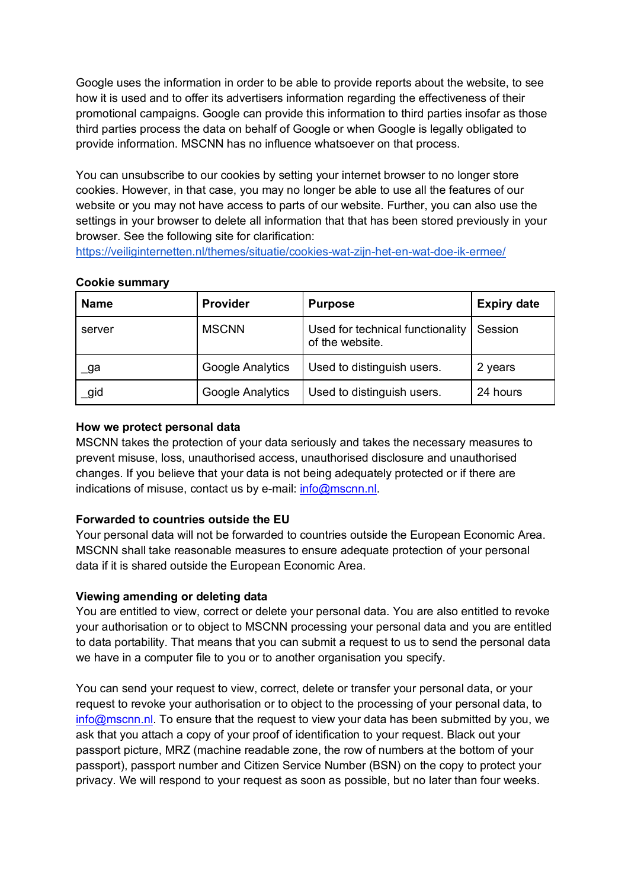Google uses the information in order to be able to provide reports about the website, to see how it is used and to offer its advertisers information regarding the effectiveness of their promotional campaigns. Google can provide this information to third parties insofar as those third parties process the data on behalf of Google or when Google is legally obligated to provide information. MSCNN has no influence whatsoever on that process.

You can unsubscribe to our cookies by setting your internet browser to no longer store cookies. However, in that case, you may no longer be able to use all the features of our website or you may not have access to parts of our website. Further, you can also use the settings in your browser to delete all information that that has been stored previously in your browser. See the following site for clarification: https://veiliginternetten.nl/themes/situatie/cookies-wat-zijn-het-en-wat-doe-ik-ermee/

**Cookie summary**

| Name | Provider | Purpose | Expiry date |
|---|---|---|---|
| server | MSCNN | Used for technical functionality of the website. | Session |
| _ga | Google Analytics | Used to distinguish users. | 2 years |
| _gid | Google Analytics | Used to distinguish users. | 24 hours |

**How we protect personal data**

MSCNN takes the protection of your data seriously and takes the necessary measures to prevent misuse, loss, unauthorised access, unauthorised disclosure and unauthorised changes. If you believe that your data is not being adequately protected or if there are indications of misuse, contact us by e-mail: info@mscnn.nl.

**Forwarded to countries outside the EU**

Your personal data will not be forwarded to countries outside the European Economic Area. MSCNN shall take reasonable measures to ensure adequate protection of your personal data if it is shared outside the European Economic Area.

**Viewing amending or deleting data**

You are entitled to view, correct or delete your personal data. You are also entitled to revoke your authorisation or to object to MSCNN processing your personal data and you are entitled to data portability. That means that you can submit a request to us to send the personal data we have in a computer file to you or to another organisation you specify.

You can send your request to view, correct, delete or transfer your personal data, or your request to revoke your authorisation or to object to the processing of your personal data, to info@mscnn.nl. To ensure that the request to view your data has been submitted by you, we ask that you attach a copy of your proof of identification to your request. Black out your passport picture, MRZ (machine readable zone, the row of numbers at the bottom of your passport), passport number and Citizen Service Number (BSN) on the copy to protect your privacy. We will respond to your request as soon as possible, but no later than four weeks.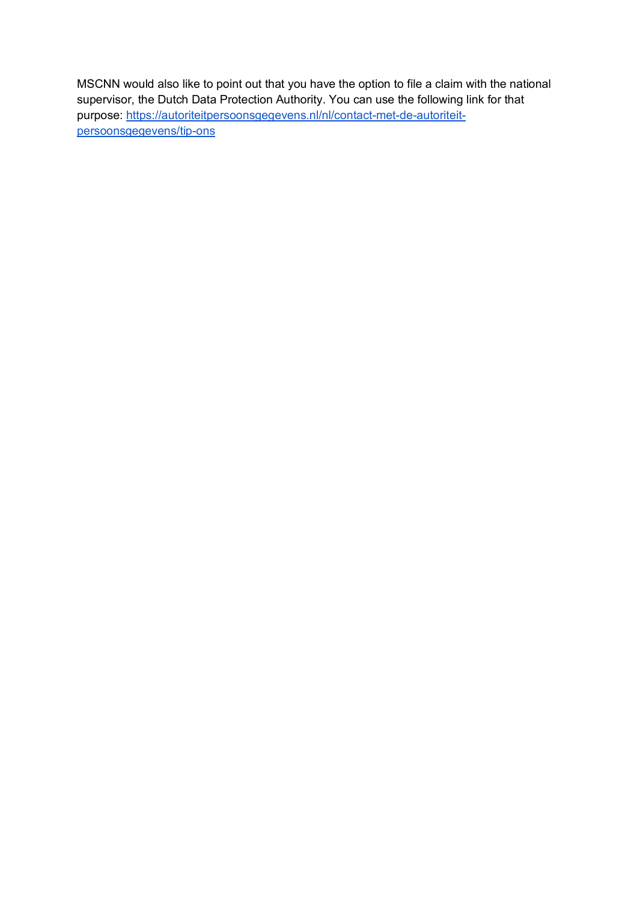MSCNN would also like to point out that you have the option to file a claim with the national supervisor, the Dutch Data Protection Authority. You can use the following link for that purpose: https://autoriteitpersoonsgegevens.nl/nl/contact-met-de-autoriteit-persoonsgegevens/tip-ons